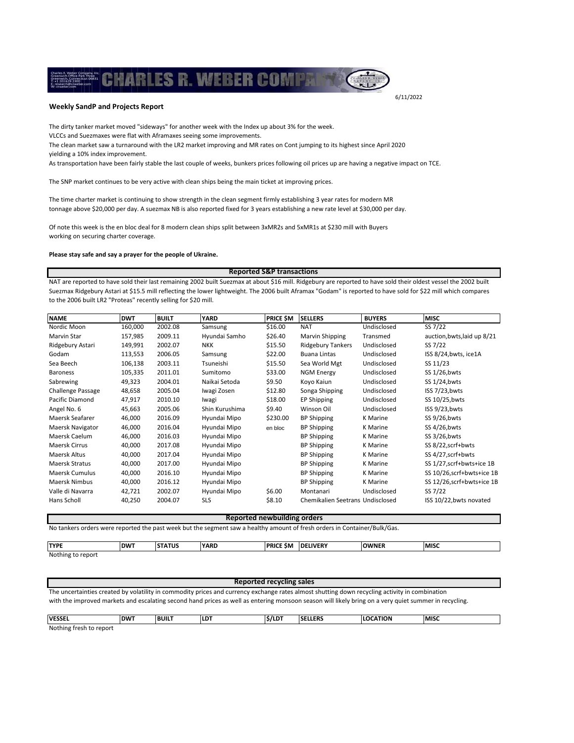6/11/2022

## Weekly SandP and Projects Report

The dirty tanker market moved "sideways" for another week with the Index up about 3% for the week.
VLCCs and Suezmaxes were flat with Aframaxes seeing some improvements.
The clean market saw a turnaround with the LR2 market improving and MR rates on Cont jumping to its highest since April 2020 yielding a 10% index improvement.
As transportation have been fairly stable the last couple of weeks, bunkers prices following oil prices up are having a negative impact on TCE.

The SNP market continues to be very active with clean ships being the main ticket at improving prices.

The time charter market is continuing to show strength in the clean segment firmly establishing 3 year rates for modern MR tonnage above $20,000 per day. A suezmax NB is also reported fixed for 3 years establishing a new rate level at $30,000 per day.

Of note this week is the en bloc deal for 8 modern clean ships split between 3xMR2s and 5xMR1s at $230 mill with Buyers working on securing charter coverage.

**Please stay safe and say a prayer for the people of Ukraine.**

### Reported S&P transactions

NAT are reported to have sold their last remaining 2002 built Suezmax at about $16 mill. Ridgebury are reported to have sold their oldest vessel the 2002 built Suezmax Ridgebury Astari at $15.5 mill reflecting the lower lightweight. The 2006 built Aframax "Godam" is reported to have sold for $22 mill which compares to the 2006 built LR2 "Proteas" recently selling for $20 mill.

| NAME | DWT | BUILT | YARD | PRICE $M | SELLERS | BUYERS | MISC |
|---|---|---|---|---|---|---|---|
| Nordic Moon | 160,000 | 2002.08 | Samsung | $16.00 | NAT | Undisclosed | SS 7/22 |
| Marvin Star | 157,985 | 2009.11 | Hyundai Samho | $26.40 | Marvin Shipping | Transmed | auction,bwts,laid up 8/21 |
| Ridgebury Astari | 149,991 | 2002.07 | NKK | $15.50 | Ridgebury Tankers | Undisclosed | SS 7/22 |
| Godam | 113,553 | 2006.05 | Samsung | $22.00 | Buana Lintas | Undisclosed | ISS 8/24,bwts, ice1A |
| Sea Beech | 106,138 | 2003.11 | Tsuneishi | $15.50 | Sea World Mgt | Undisclosed | SS 11/23 |
| Baroness | 105,335 | 2011.01 | Sumitomo | $33.00 | NGM Energy | Undisclosed | SS 1/26,bwts |
| Sabrewing | 49,323 | 2004.01 | Naikai Setoda | $9.50 | Koyo Kaiun | Undisclosed | SS 1/24,bwts |
| Challenge Passage | 48,658 | 2005.04 | Iwagi Zosen | $12.80 | Songa Shipping | Undisclosed | ISS 7/23,bwts |
| Pacific Diamond | 47,917 | 2010.10 | Iwagi | $18.00 | EP Shipping | Undisclosed | SS 10/25,bwts |
| Angel No. 6 | 45,663 | 2005.06 | Shin Kurushima | $9.40 | Winson Oil | Undisclosed | ISS 9/23,bwts |
| Maersk Seafarer | 46,000 | 2016.09 | Hyundai Mipo | $230.00 | BP Shipping | K Marine | SS 9/26,bwts |
| Maersk Navigator | 46,000 | 2016.04 | Hyundai Mipo | en bloc | BP Shipping | K Marine | SS 4/26,bwts |
| Maersk Caelum | 46,000 | 2016.03 | Hyundai Mipo | | BP Shipping | K Marine | SS 3/26,bwts |
| Maersk Cirrus | 40,000 | 2017.08 | Hyundai Mipo | | BP Shipping | K Marine | SS 8/22,scrf+bwts |
| Maersk Altus | 40,000 | 2017.04 | Hyundai Mipo | | BP Shipping | K Marine | SS 4/27,scrf+bwts |
| Maersk Stratus | 40,000 | 2017.00 | Hyundai Mipo | | BP Shipping | K Marine | SS 1/27,scrf+bwts+ice 1B |
| Maersk Cumulus | 40,000 | 2016.10 | Hyundai Mipo | | BP Shipping | K Marine | SS 10/26,scrf+bwts+ice 1B |
| Maersk Nimbus | 40,000 | 2016.12 | Hyundai Mipo | | BP Shipping | K Marine | SS 12/26,scrf+bwts+ice 1B |
| Valle di Navarra | 42,721 | 2002.07 | Hyundai Mipo | $6.00 | Montanari | Undisclosed | SS 7/22 |
| Hans Scholl | 40,250 | 2004.07 | SLS | $8.10 | Chemikalien Seetrans | Undisclosed | ISS 10/22,bwts novated |

### Reported newbuilding orders

No tankers orders were reported the past week but the segment saw a healthy amount of fresh orders in Container/Bulk/Gas.

| TYPE | DWT | STATUS | YARD | PRICE $M | DELIVERY | OWNER | MISC |
|---|---|---|---|---|---|---|---|
| Nothing to report | | | | | | | |

### Reported recycling sales

The uncertainties created by volatility in commodity prices and currency exchange rates almost shutting down recycling activity in combination with the improved markets and escalating second hand prices as well as entering monsoon season will likely bring on a very quiet summer in recycling.

| VESSEL | DWT | BUILT | LDT | $/LDT | SELLERS | LOCATION | MISC |
|---|---|---|---|---|---|---|---|
| Nothing fresh to report | | | | | | | |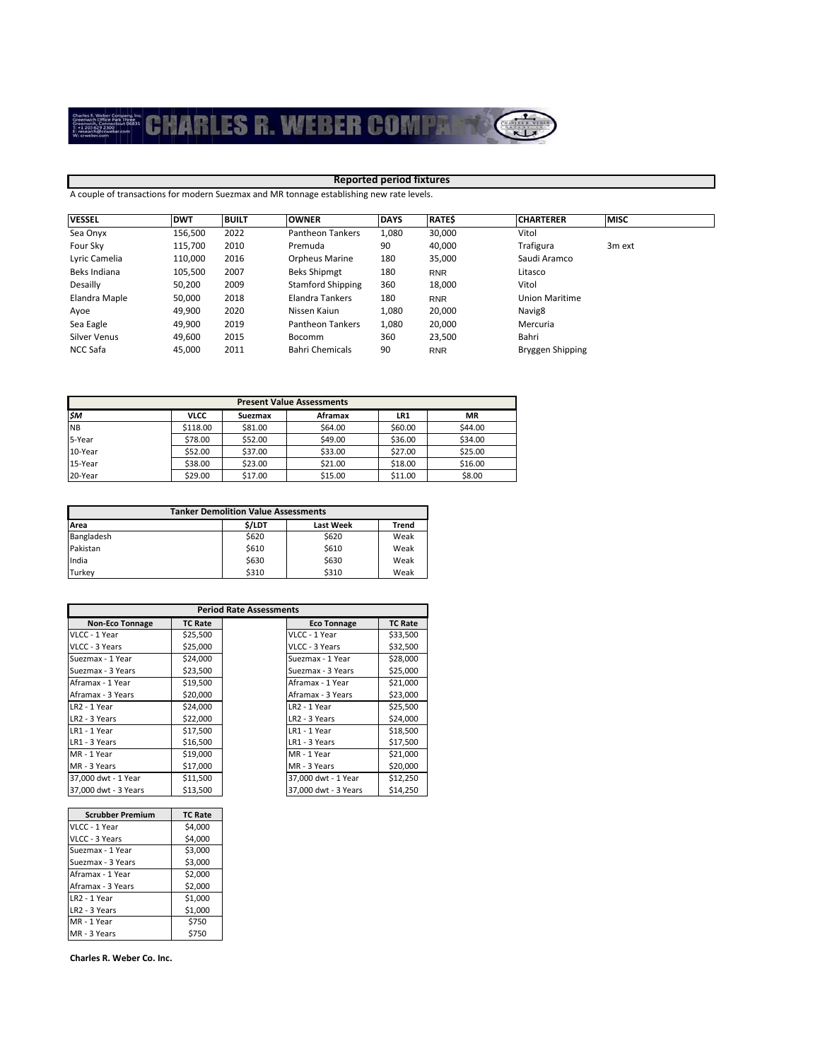## Reported period fixtures

A couple of transactions for modern Suezmax and MR tonnage establishing new rate levels.

| VESSEL | DWT | BUILT | OWNER | DAYS | RATE$ | CHARTERER | MISC |
|---|---|---|---|---|---|---|---|
| Sea Onyx | 156,500 | 2022 | Pantheon Tankers | 1,080 | 30,000 | Vitol | |
| Four Sky | 115,700 | 2010 | Premuda | 90 | 40,000 | Trafigura | 3m ext |
| Lyric Camelia | 110,000 | 2016 | Orpheus Marine | 180 | 35,000 | Saudi Aramco | |
| Beks Indiana | 105,500 | 2007 | Beks Shipmgt | 180 | RNR | Litasco | |
| Desailly | 50,200 | 2009 | Stamford Shipping | 360 | 18,000 | Vitol | |
| Elandra Maple | 50,000 | 2018 | Elandra Tankers | 180 | RNR | Union Maritime | |
| Ayoe | 49,900 | 2020 | Nissen Kaiun | 1,080 | 20,000 | Navig8 | |
| Sea Eagle | 49,900 | 2019 | Pantheon Tankers | 1,080 | 20,000 | Mercuria | |
| Silver Venus | 49,600 | 2015 | Bocomm | 360 | 23,500 | Bahri | |
| NCC Safa | 45,000 | 2011 | Bahri Chemicals | 90 | RNR | Bryggen Shipping | |

## Present Value Assessments

| $M | VLCC | Suezmax | Aframax | LR1 | MR |
|---|---|---|---|---|---|
| NB | $118.00 | $81.00 | $64.00 | $60.00 | $44.00 |
| 5-Year | $78.00 | $52.00 | $49.00 | $36.00 | $34.00 |
| 10-Year | $52.00 | $37.00 | $33.00 | $27.00 | $25.00 |
| 15-Year | $38.00 | $23.00 | $21.00 | $18.00 | $16.00 |
| 20-Year | $29.00 | $17.00 | $15.00 | $11.00 | $8.00 |

## Tanker Demolition Value Assessments

| Area | $/LDT | Last Week | Trend |
|---|---|---|---|
| Bangladesh | $620 | $620 | Weak |
| Pakistan | $610 | $610 | Weak |
| India | $630 | $630 | Weak |
| Turkey | $310 | $310 | Weak |

## Period Rate Assessments

| Non-Eco Tonnage | TC Rate | Eco Tonnage | TC Rate |
|---|---|---|---|
| VLCC - 1 Year | $25,500 | VLCC - 1 Year | $33,500 |
| VLCC - 3 Years | $25,000 | VLCC - 3 Years | $32,500 |
| Suezmax - 1 Year | $24,000 | Suezmax - 1 Year | $28,000 |
| Suezmax - 3 Years | $23,500 | Suezmax - 3 Years | $25,000 |
| Aframax - 1 Year | $19,500 | Aframax - 1 Year | $21,000 |
| Aframax - 3 Years | $20,000 | Aframax - 3 Years | $23,000 |
| LR2 - 1 Year | $24,000 | LR2 - 1 Year | $25,500 |
| LR2 - 3 Years | $22,000 | LR2 - 3 Years | $24,000 |
| LR1 - 1 Year | $17,500 | LR1 - 1 Year | $18,500 |
| LR1 - 3 Years | $16,500 | LR1 - 3 Years | $17,500 |
| MR - 1 Year | $19,000 | MR - 1 Year | $21,000 |
| MR - 3 Years | $17,000 | MR - 3 Years | $20,000 |
| 37,000 dwt - 1 Year | $11,500 | 37,000 dwt - 1 Year | $12,250 |
| 37,000 dwt - 3 Years | $13,500 | 37,000 dwt - 3 Years | $14,250 |

| Scrubber Premium | TC Rate |
|---|---|
| VLCC - 1 Year | $4,000 |
| VLCC - 3 Years | $4,000 |
| Suezmax - 1 Year | $3,000 |
| Suezmax - 3 Years | $3,000 |
| Aframax - 1 Year | $2,000 |
| Aframax - 3 Years | $2,000 |
| LR2 - 1 Year | $1,000 |
| LR2 - 3 Years | $1,000 |
| MR - 1 Year | $750 |
| MR - 3 Years | $750 |

**Charles R. Weber Co. Inc.**